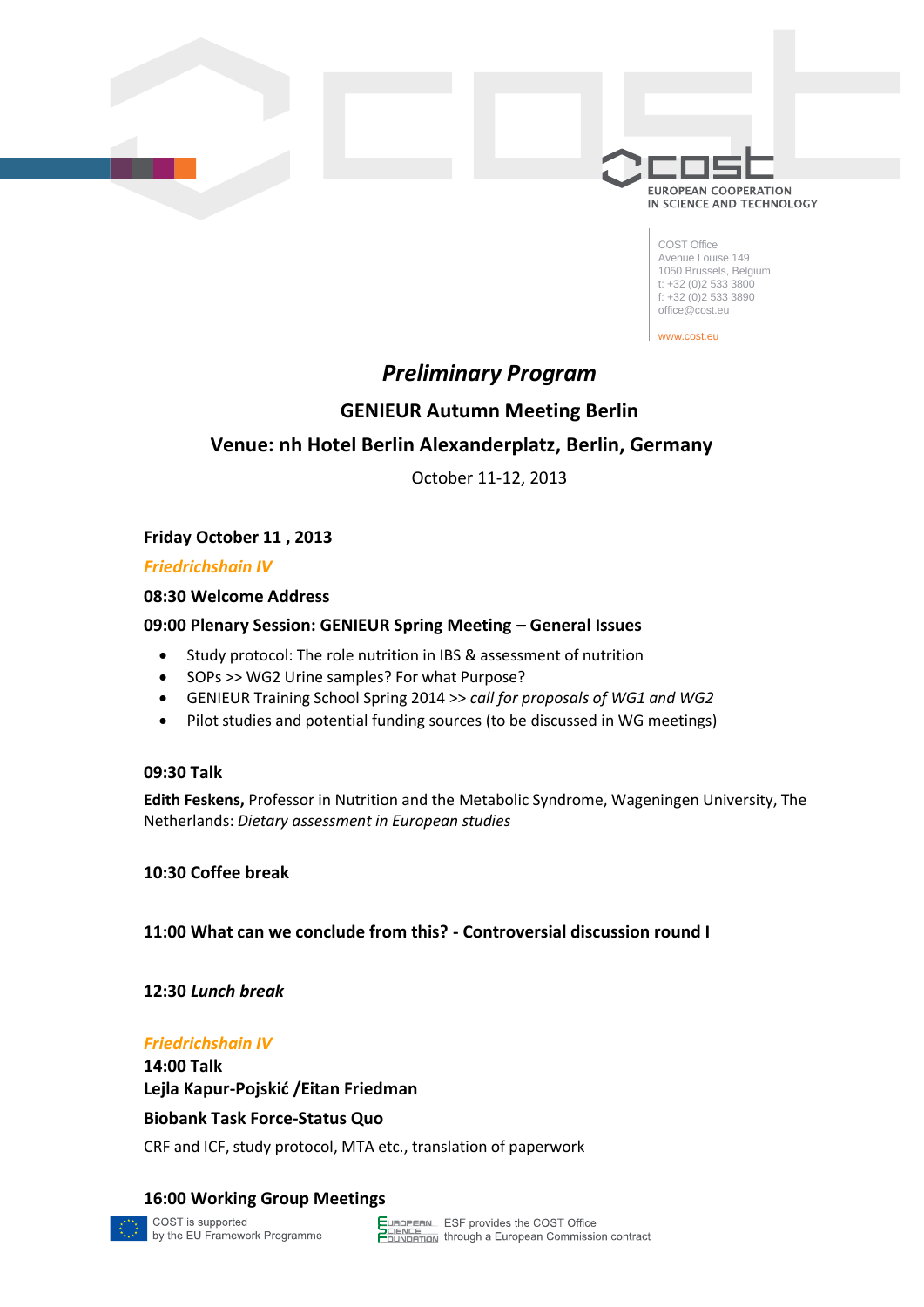COST Office
Avenue Louise 149
1050 Brussels, Belgium
t: +32 (0)2 533 3800
f: +32 (0)2 533 3890
office@cost.eu

www.cost.eu

# *Preliminary Program*

## GENIEUR Autumn Meeting Berlin

## Venue: nh Hotel Berlin Alexanderplatz, Berlin, Germany

October 11-12, 2013

### Friday October 11 , 2013

***Friedrichshain IV***

**08:30 Welcome Address**

**09:00 Plenary Session: GENIEUR Spring Meeting – General Issues**

- Study protocol: The role nutrition in IBS & assessment of nutrition
- SOPs >> WG2 Urine samples? For what Purpose?
- GENIEUR Training School Spring 2014 >> *call for proposals of WG1 and WG2*
- Pilot studies and potential funding sources (to be discussed in WG meetings)

**09:30 Talk**

**Edith Feskens,** Professor in Nutrition and the Metabolic Syndrome, Wageningen University, The Netherlands: *Dietary assessment in European studies*

**10:30 Coffee break**

**11:00 What can we conclude from this? - Controversial discussion round I**

**12:30 *Lunch break***

***Friedrichshain IV***

**14:00 Talk**

**Lejla Kapur-Pojskić /Eitan Friedman**

**Biobank Task Force-Status Quo**

CRF and ICF, study protocol, MTA etc., translation of paperwork

**16:00 Working Group Meetings**

COST is supported by the EU Framework Programme

ESF provides the COST Office through a European Commission contract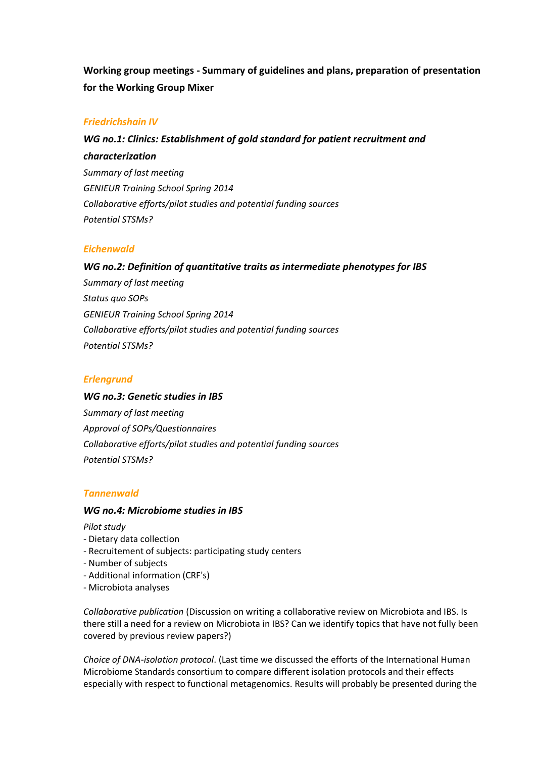**Working group meetings - Summary of guidelines and plans, preparation of presentation for the Working Group Mixer**

***Friedrichshain IV***

***WG no.1: Clinics: Establishment of gold standard for patient recruitment and characterization***

*Summary of last meeting*

*GENIEUR Training School Spring 2014*

*Collaborative efforts/pilot studies and potential funding sources*

*Potential STSMs?*

***Eichenwald***

***WG no.2: Definition of quantitative traits as intermediate phenotypes for IBS***

*Summary of last meeting*

*Status quo SOPs*

*GENIEUR Training School Spring 2014*

*Collaborative efforts/pilot studies and potential funding sources*

*Potential STSMs?*

***Erlengrund***

***WG no.3: Genetic studies in IBS***

*Summary of last meeting*

*Approval of SOPs/Questionnaires*

*Collaborative efforts/pilot studies and potential funding sources*

*Potential STSMs?*

***Tannenwald***

***WG no.4: Microbiome studies in IBS***

*Pilot study*

- Dietary data collection
- Recruitement of subjects: participating study centers
- Number of subjects
- Additional information (CRF's)
- Microbiota analyses

*Collaborative publication* (Discussion on writing a collaborative review on Microbiota and IBS. Is there still a need for a review on Microbiota in IBS? Can we identify topics that have not fully been covered by previous review papers?)

*Choice of DNA-isolation protocol*. (Last time we discussed the efforts of the International Human Microbiome Standards consortium to compare different isolation protocols and their effects especially with respect to functional metagenomics. Results will probably be presented during the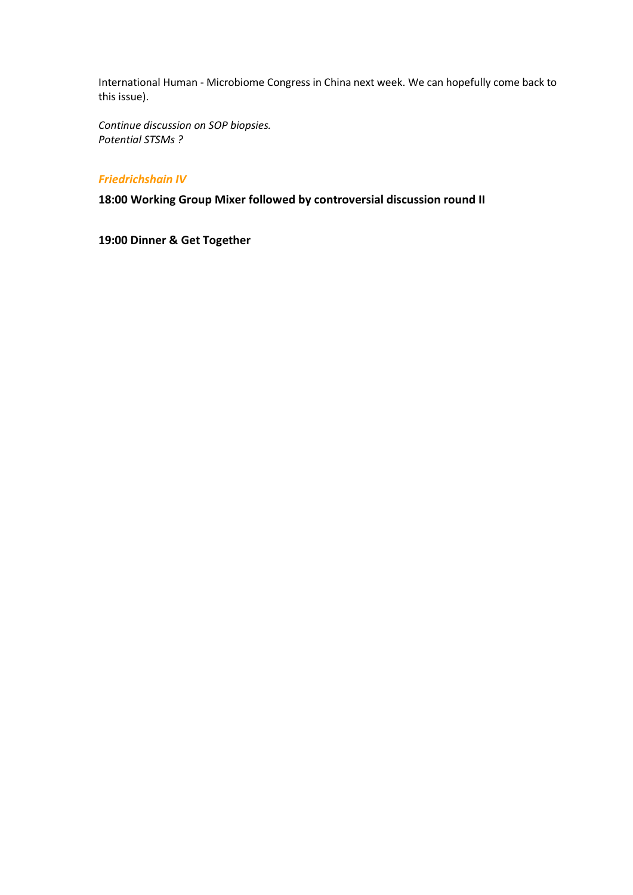International Human - Microbiome Congress in China next week. We can hopefully come back to this issue).

*Continue discussion on SOP biopsies.*
*Potential STSMs ?*

### *Friedrichshain IV*

**18:00 Working Group Mixer followed by controversial discussion round II**

**19:00 Dinner & Get Together**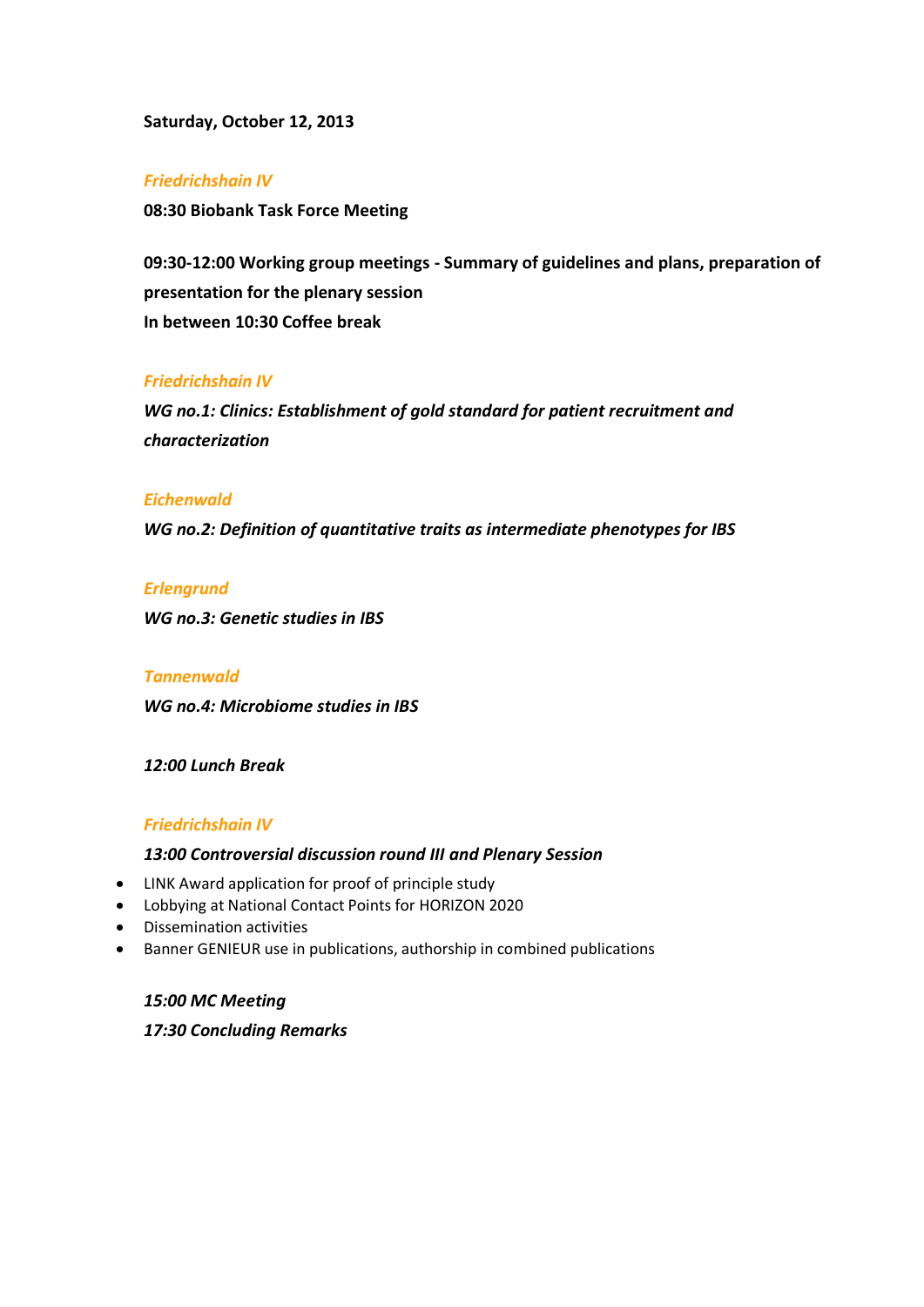**Saturday, October 12, 2013**

***Friedrichshain IV***

**08:30 Biobank Task Force Meeting**

**09:30-12:00 Working group meetings - Summary of guidelines and plans, preparation of presentation for the plenary session**
**In between 10:30 Coffee break**

***Friedrichshain IV***

***WG no.1: Clinics: Establishment of gold standard for patient recruitment and characterization***

***Eichenwald***

***WG no.2: Definition of quantitative traits as intermediate phenotypes for IBS***

***Erlengrund***

***WG no.3: Genetic studies in IBS***

***Tannenwald***

***WG no.4: Microbiome studies in IBS***

***12:00 Lunch Break***

***Friedrichshain IV***

***13:00 Controversial discussion round III and Plenary Session***

- LINK Award application for proof of principle study
- Lobbying at National Contact Points for HORIZON 2020
- Dissemination activities
- Banner GENIEUR use in publications, authorship in combined publications

***15:00 MC Meeting***

***17:30 Concluding Remarks***